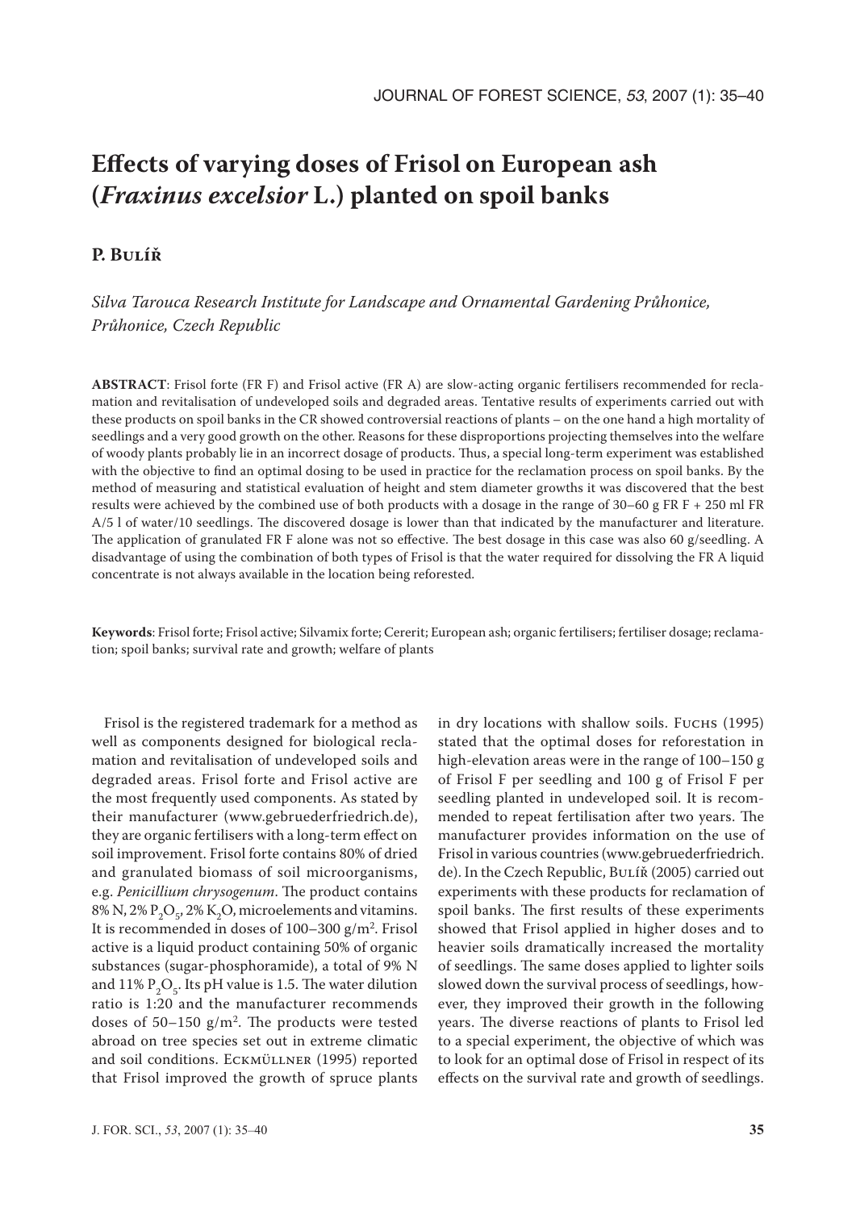# Effects of varying doses of Frisol on European ash (*Fraxinus excelsior* L.) planted on spoil banks

## P. Bulíř

*Silva Tarouca Research Institute for Landscape and Ornamental Gardening Průhonice, Průhonice, Czech Republic*

**ABSTRACT**: Frisol forte (FR F) and Frisol active (FR A) are slow-acting organic fertilisers recommended for reclamation and revitalisation of undeveloped soils and degraded areas. Tentative results of experiments carried out with these products on spoil banks in the CR showed controversial reactions of plants – on the one hand a high mortality of seedlings and a very good growth on the other. Reasons for these disproportions projecting themselves into the welfare of woody plants probably lie in an incorrect dosage of products. Thus, a special long-term experiment was established with the objective to find an optimal dosing to be used in practice for the reclamation process on spoil banks. By the method of measuring and statistical evaluation of height and stem diameter growths it was discovered that the best results were achieved by the combined use of both products with a dosage in the range of 30–60 g FR F + 250 ml FR A/5 l of water/10 seedlings. The discovered dosage is lower than that indicated by the manufacturer and literature. The application of granulated FR F alone was not so effective. The best dosage in this case was also 60 g/seedling. A disadvantage of using the combination of both types of Frisol is that the water required for dissolving the FR A liquid concentrate is not always available in the location being reforested.

**Keywords**: Frisol forte; Frisol active; Silvamix forte; Cererit; European ash; organic fertilisers; fertiliser dosage; reclamation; spoil banks; survival rate and growth; welfare of plants

Frisol is the registered trademark for a method as well as components designed for biological reclamation and revitalisation of undeveloped soils and degraded areas. Frisol forte and Frisol active are the most frequently used components. As stated by their manufacturer (www.gebruederfriedrich.de), they are organic fertilisers with a long-term effect on soil improvement. Frisol forte contains 80% of dried and granulated biomass of soil microorganisms, e.g. *Penicillium chrysogenum*. The product contains 8% N, 2% $P_2O_5$, 2% $K_2O$, microelements and vitamins. It is recommended in doses of 100–300 g/m$^2$. Frisol active is a liquid product containing 50% of organic substances (sugar-phosphoramide), a total of 9% N and 11% $P_2O_5$. Its pH value is 1.5. The water dilution ratio is 1:20 and the manufacturer recommends doses of 50–150 g/m$^2$. The products were tested abroad on tree species set out in extreme climatic and soil conditions. Eckmüllner (1995) reported that Frisol improved the growth of spruce plants in dry locations with shallow soils. Fuchs (1995) stated that the optimal doses for reforestation in high-elevation areas were in the range of 100–150 g of Frisol F per seedling and 100 g of Frisol F per seedling planted in undeveloped soil. It is recommended to repeat fertilisation after two years. The manufacturer provides information on the use of Frisol in various countries (www.gebruederfriedrich.de). In the Czech Republic, Bulíř (2005) carried out experiments with these products for reclamation of spoil banks. The first results of these experiments showed that Frisol applied in higher doses and to heavier soils dramatically increased the mortality of seedlings. The same doses applied to lighter soils slowed down the survival process of seedlings, however, they improved their growth in the following years. The diverse reactions of plants to Frisol led to a special experiment, the objective of which was to look for an optimal dose of Frisol in respect of its effects on the survival rate and growth of seedlings.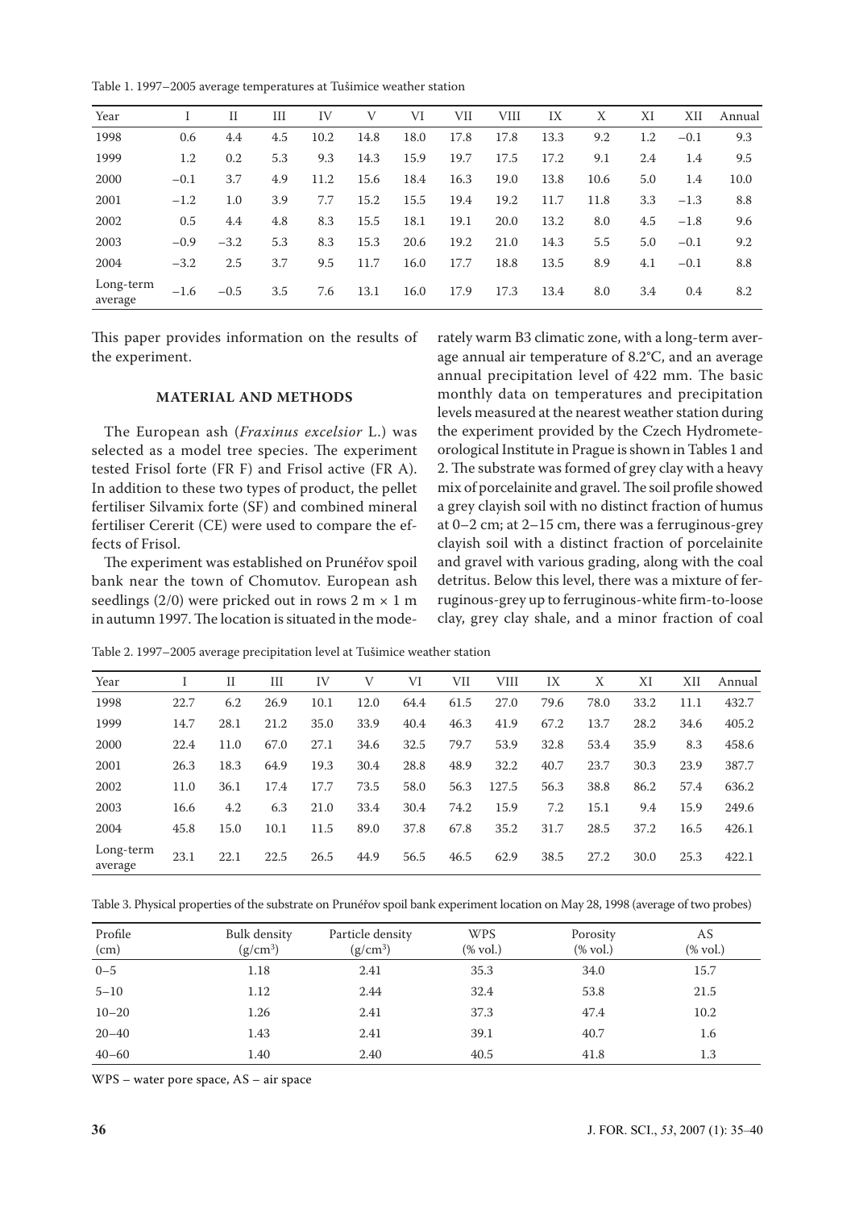Table 1. 1997–2005 average temperatures at Tušimice weather station

| Year | I | II | III | IV | V | VI | VII | VIII | IX | X | XI | XII | Annual |
|---|---|---|---|---|---|---|---|---|---|---|---|---|---|
| 1998 | 0.6 | 4.4 | 4.5 | 10.2 | 14.8 | 18.0 | 17.8 | 17.8 | 13.3 | 9.2 | 1.2 | −0.1 | 9.3 |
| 1999 | 1.2 | 0.2 | 5.3 | 9.3 | 14.3 | 15.9 | 19.7 | 17.5 | 17.2 | 9.1 | 2.4 | 1.4 | 9.5 |
| 2000 | −0.1 | 3.7 | 4.9 | 11.2 | 15.6 | 18.4 | 16.3 | 19.0 | 13.8 | 10.6 | 5.0 | 1.4 | 10.0 |
| 2001 | −1.2 | 1.0 | 3.9 | 7.7 | 15.2 | 15.5 | 19.4 | 19.2 | 11.7 | 11.8 | 3.3 | −1.3 | 8.8 |
| 2002 | 0.5 | 4.4 | 4.8 | 8.3 | 15.5 | 18.1 | 19.1 | 20.0 | 13.2 | 8.0 | 4.5 | −1.8 | 9.6 |
| 2003 | −0.9 | −3.2 | 5.3 | 8.3 | 15.3 | 20.6 | 19.2 | 21.0 | 14.3 | 5.5 | 5.0 | −0.1 | 9.2 |
| 2004 | −3.2 | 2.5 | 3.7 | 9.5 | 11.7 | 16.0 | 17.7 | 18.8 | 13.5 | 8.9 | 4.1 | −0.1 | 8.8 |
| Long-term average | −1.6 | −0.5 | 3.5 | 7.6 | 13.1 | 16.0 | 17.9 | 17.3 | 13.4 | 8.0 | 3.4 | 0.4 | 8.2 |

This paper provides information on the results of the experiment.

## MATERIAL AND METHODS

The European ash (*Fraxinus excelsior* L.) was selected as a model tree species. The experiment tested Frisol forte (FR F) and Frisol active (FR A). In addition to these two types of product, the pellet fertiliser Silvamix forte (SF) and combined mineral fertiliser Cererit (CE) were used to compare the effects of Frisol.

The experiment was established on Prunéřov spoil bank near the town of Chomutov. European ash seedlings (2/0) were pricked out in rows 2 m × 1 m in autumn 1997. The location is situated in the moderately warm B3 climatic zone, with a long-term average annual air temperature of 8.2°C, and an average annual precipitation level of 422 mm. The basic monthly data on temperatures and precipitation levels measured at the nearest weather station during the experiment provided by the Czech Hydrometeorological Institute in Prague is shown in Tables 1 and 2. The substrate was formed of grey clay with a heavy mix of porcelainite and gravel. The soil profile showed a grey clayish soil with no distinct fraction of humus at 0–2 cm; at 2–15 cm, there was a ferruginous-grey clayish soil with a distinct fraction of porcelainite and gravel with various grading, along with the coal detritus. Below this level, there was a mixture of ferruginous-grey up to ferruginous-white firm-to-loose clay, grey clay shale, and a minor fraction of coal

Table 2. 1997–2005 average precipitation level at Tušimice weather station

| Year | I | II | III | IV | V | VI | VII | VIII | IX | X | XI | XII | Annual |
|---|---|---|---|---|---|---|---|---|---|---|---|---|---|
| 1998 | 22.7 | 6.2 | 26.9 | 10.1 | 12.0 | 64.4 | 61.5 | 27.0 | 79.6 | 78.0 | 33.2 | 11.1 | 432.7 |
| 1999 | 14.7 | 28.1 | 21.2 | 35.0 | 33.9 | 40.4 | 46.3 | 41.9 | 67.2 | 13.7 | 28.2 | 34.6 | 405.2 |
| 2000 | 22.4 | 11.0 | 67.0 | 27.1 | 34.6 | 32.5 | 79.7 | 53.9 | 32.8 | 53.4 | 35.9 | 8.3 | 458.6 |
| 2001 | 26.3 | 18.3 | 64.9 | 19.3 | 30.4 | 28.8 | 48.9 | 32.2 | 40.7 | 23.7 | 30.3 | 23.9 | 387.7 |
| 2002 | 11.0 | 36.1 | 17.4 | 17.7 | 73.5 | 58.0 | 56.3 | 127.5 | 56.3 | 38.8 | 86.2 | 57.4 | 636.2 |
| 2003 | 16.6 | 4.2 | 6.3 | 21.0 | 33.4 | 30.4 | 74.2 | 15.9 | 7.2 | 15.1 | 9.4 | 15.9 | 249.6 |
| 2004 | 45.8 | 15.0 | 10.1 | 11.5 | 89.0 | 37.8 | 67.8 | 35.2 | 31.7 | 28.5 | 37.2 | 16.5 | 426.1 |
| Long-term average | 23.1 | 22.1 | 22.5 | 26.5 | 44.9 | 56.5 | 46.5 | 62.9 | 38.5 | 27.2 | 30.0 | 25.3 | 422.1 |

Table 3. Physical properties of the substrate on Prunéřov spoil bank experiment location on May 28, 1998 (average of two probes)

| Profile (cm) | Bulk density ($g/cm^3$) | Particle density ($g/cm^3$) | WPS (% vol.) | Porosity (% vol.) | AS (% vol.) |
|---|---|---|---|---|---|
| 0–5 | 1.18 | 2.41 | 35.3 | 34.0 | 15.7 |
| 5–10 | 1.12 | 2.44 | 32.4 | 53.8 | 21.5 |
| 10–20 | 1.26 | 2.41 | 37.3 | 47.4 | 10.2 |
| 20–40 | 1.43 | 2.41 | 39.1 | 40.7 | 1.6 |
| 40–60 | 1.40 | 2.40 | 40.5 | 41.8 | 1.3 |

WPS – water pore space, AS – air space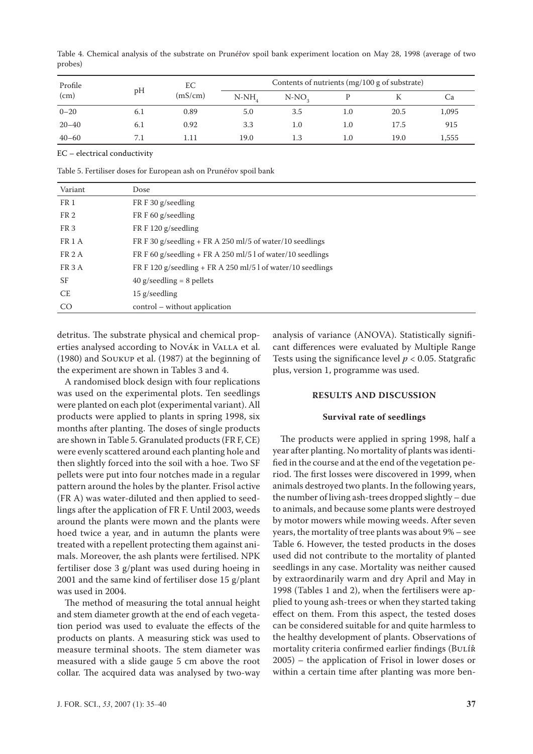Table 4. Chemical analysis of the substrate on Prunéřov spoil bank experiment location on May 28, 1998 (average of two probes)

| Profile (cm) | pH | EC (mS/cm) | Contents of nutrients (mg/100 g of substrate) | | | | |
|---|---|---|---|---|---|---|---|
| | | | $N\text{-}NH_4$ | $N\text{-}NO_3$ | P | K | Ca |
| 0–20 | 6.1 | 0.89 | 5.0 | 3.5 | 1.0 | 20.5 | 1,095 |
| 20–40 | 6.1 | 0.92 | 3.3 | 1.0 | 1.0 | 17.5 | 915 |
| 40–60 | 7.1 | 1.11 | 19.0 | 1.3 | 1.0 | 19.0 | 1,555 |

EC – electrical conductivity

Table 5. Fertiliser doses for European ash on Prunéřov spoil bank

| Variant | Dose |
|---|---|
| FR 1 | FR F 30 g/seedling |
| FR 2 | FR F 60 g/seedling |
| FR 3 | FR F 120 g/seedling |
| FR 1 A | FR F 30 g/seedling + FR A 250 ml/5 of water/10 seedlings |
| FR 2 A | FR F 60 g/seedling + FR A 250 ml/5 l of water/10 seedlings |
| FR 3 A | FR F 120 g/seedling + FR A 250 ml/5 l of water/10 seedlings |
| SF | 40 g/seedling = 8 pellets |
| CE | 15 g/seedling |
| CO | control – without application |

detritus. The substrate physical and chemical properties analysed according to Novák in Valla et al. (1980) and Soukup et al. (1987) at the beginning of the experiment are shown in Tables 3 and 4.

A randomised block design with four replications was used on the experimental plots. Ten seedlings were planted on each plot (experimental variant). All products were applied to plants in spring 1998, six months after planting. The doses of single products are shown in Table 5. Granulated products (FR F, CE) were evenly scattered around each planting hole and then slightly forced into the soil with a hoe. Two SF pellets were put into four notches made in a regular pattern around the holes by the planter. Frisol active (FR A) was water-diluted and then applied to seedlings after the application of FR F. Until 2003, weeds around the plants were mown and the plants were hoed twice a year, and in autumn the plants were treated with a repellent protecting them against animals. Moreover, the ash plants were fertilised. NPK fertiliser dose 3 g/plant was used during hoeing in 2001 and the same kind of fertiliser dose 15 g/plant was used in 2004.

The method of measuring the total annual height and stem diameter growth at the end of each vegetation period was used to evaluate the effects of the products on plants. A measuring stick was used to measure terminal shoots. The stem diameter was measured with a slide gauge 5 cm above the root collar. The acquired data was analysed by two-way analysis of variance (ANOVA). Statistically significant differences were evaluated by Multiple Range Tests using the significance level $p < 0.05$. Statgrafic plus, version 1, programme was used.

## RESULTS AND DISCUSSION

### Survival rate of seedlings

The products were applied in spring 1998, half a year after planting. No mortality of plants was identified in the course and at the end of the vegetation period. The first losses were discovered in 1999, when animals destroyed two plants. In the following years, the number of living ash-trees dropped slightly – due to animals, and because some plants were destroyed by motor mowers while mowing weeds. After seven years, the mortality of tree plants was about 9% – see Table 6. However, the tested products in the doses used did not contribute to the mortality of planted seedlings in any case. Mortality was neither caused by extraordinarily warm and dry April and May in 1998 (Tables 1 and 2), when the fertilisers were applied to young ash-trees or when they started taking effect on them. From this aspect, the tested doses can be considered suitable for and quite harmless to the healthy development of plants. Observations of mortality criteria confirmed earlier findings (Bulíř 2005) – the application of Frisol in lower doses or within a certain time after planting was more ben-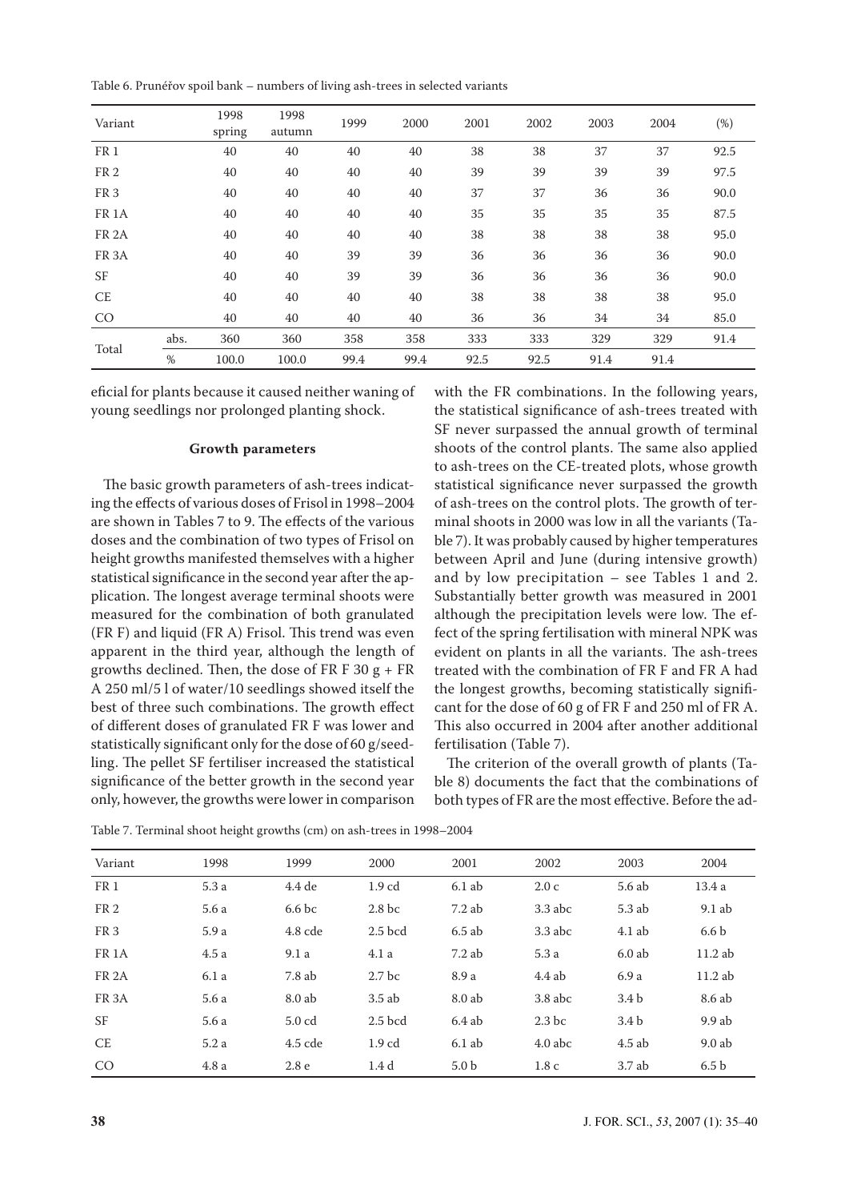Table 6. Prunéřov spoil bank – numbers of living ash-trees in selected variants

| Variant | | 1998 spring | 1998 autumn | 1999 | 2000 | 2001 | 2002 | 2003 | 2004 | (%) |
|---|---|---|---|---|---|---|---|---|---|---|
| FR 1 | | 40 | 40 | 40 | 40 | 38 | 38 | 37 | 37 | 92.5 |
| FR 2 | | 40 | 40 | 40 | 40 | 39 | 39 | 39 | 39 | 97.5 |
| FR 3 | | 40 | 40 | 40 | 40 | 37 | 37 | 36 | 36 | 90.0 |
| FR 1A | | 40 | 40 | 40 | 40 | 35 | 35 | 35 | 35 | 87.5 |
| FR 2A | | 40 | 40 | 40 | 40 | 38 | 38 | 38 | 38 | 95.0 |
| FR 3A | | 40 | 40 | 39 | 39 | 36 | 36 | 36 | 36 | 90.0 |
| SF | | 40 | 40 | 39 | 39 | 36 | 36 | 36 | 36 | 90.0 |
| CE | | 40 | 40 | 40 | 40 | 38 | 38 | 38 | 38 | 95.0 |
| CO | | 40 | 40 | 40 | 40 | 36 | 36 | 34 | 34 | 85.0 |
| Total | abs. | 360 | 360 | 358 | 358 | 333 | 333 | 329 | 329 | 91.4 |
| | % | 100.0 | 100.0 | 99.4 | 99.4 | 92.5 | 92.5 | 91.4 | 91.4 | |

eficial for plants because it caused neither waning of young seedlings nor prolonged planting shock.

### Growth parameters

The basic growth parameters of ash-trees indicating the effects of various doses of Frisol in 1998–2004 are shown in Tables 7 to 9. The effects of the various doses and the combination of two types of Frisol on height growths manifested themselves with a higher statistical significance in the second year after the application. The longest average terminal shoots were measured for the combination of both granulated (FR F) and liquid (FR A) Frisol. This trend was even apparent in the third year, although the length of growths declined. Then, the dose of FR F 30 g + FR A 250 ml/5 l of water/10 seedlings showed itself the best of three such combinations. The growth effect of different doses of granulated FR F was lower and statistically significant only for the dose of 60 g/seedling. The pellet SF fertiliser increased the statistical significance of the better growth in the second year only, however, the growths were lower in comparison with the FR combinations. In the following years, the statistical significance of ash-trees treated with SF never surpassed the annual growth of terminal shoots of the control plants. The same also applied to ash-trees on the CE-treated plots, whose growth statistical significance never surpassed the growth of ash-trees on the control plots. The growth of terminal shoots in 2000 was low in all the variants (Table 7). It was probably caused by higher temperatures between April and June (during intensive growth) and by low precipitation – see Tables 1 and 2. Substantially better growth was measured in 2001 although the precipitation levels were low. The effect of the spring fertilisation with mineral NPK was evident on plants in all the variants. The ash-trees treated with the combination of FR F and FR A had the longest growths, becoming statistically significant for the dose of 60 g of FR F and 250 ml of FR A. This also occurred in 2004 after another additional fertilisation (Table 7).

The criterion of the overall growth of plants (Table 8) documents the fact that the combinations of both types of FR are the most effective. Before the ad-

Table 7. Terminal shoot height growths (cm) on ash-trees in 1998–2004

| Variant | 1998 | 1999 | 2000 | 2001 | 2002 | 2003 | 2004 |
|---|---|---|---|---|---|---|---|
| FR 1 | 5.3 a | 4.4 de | 1.9 cd | 6.1 ab | 2.0 c | 5.6 ab | 13.4 a |
| FR 2 | 5.6 a | 6.6 bc | 2.8 bc | 7.2 ab | 3.3 abc | 5.3 ab | 9.1 ab |
| FR 3 | 5.9 a | 4.8 cde | 2.5 bcd | 6.5 ab | 3.3 abc | 4.1 ab | 6.6 b |
| FR 1A | 4.5 a | 9.1 a | 4.1 a | 7.2 ab | 5.3 a | 6.0 ab | 11.2 ab |
| FR 2A | 6.1 a | 7.8 ab | 2.7 bc | 8.9 a | 4.4 ab | 6.9 a | 11.2 ab |
| FR 3A | 5.6 a | 8.0 ab | 3.5 ab | 8.0 ab | 3.8 abc | 3.4 b | 8.6 ab |
| SF | 5.6 a | 5.0 cd | 2.5 bcd | 6.4 ab | 2.3 bc | 3.4 b | 9.9 ab |
| CE | 5.2 a | 4.5 cde | 1.9 cd | 6.1 ab | 4.0 abc | 4.5 ab | 9.0 ab |
| CO | 4.8 a | 2.8 e | 1.4 d | 5.0 b | 1.8 c | 3.7 ab | 6.5 b |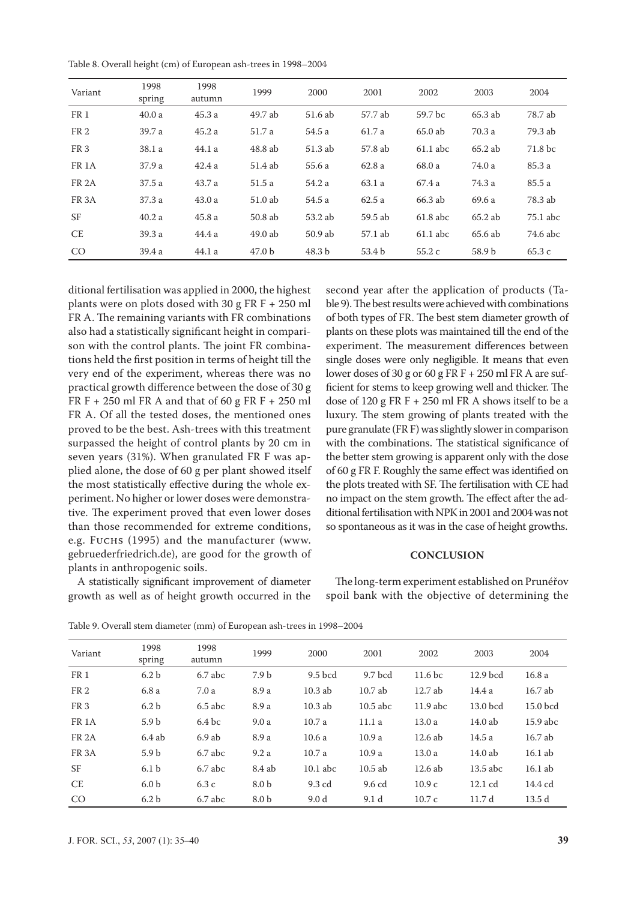Table 8. Overall height (cm) of European ash-trees in 1998–2004

| Variant | 1998 spring | 1998 autumn | 1999 | 2000 | 2001 | 2002 | 2003 | 2004 |
|---|---|---|---|---|---|---|---|---|
| FR 1 | 40.0 a | 45.3 a | 49.7 ab | 51.6 ab | 57.7 ab | 59.7 bc | 65.3 ab | 78.7 ab |
| FR 2 | 39.7 a | 45.2 a | 51.7 a | 54.5 a | 61.7 a | 65.0 ab | 70.3 a | 79.3 ab |
| FR 3 | 38.1 a | 44.1 a | 48.8 ab | 51.3 ab | 57.8 ab | 61.1 abc | 65.2 ab | 71.8 bc |
| FR 1A | 37.9 a | 42.4 a | 51.4 ab | 55.6 a | 62.8 a | 68.0 a | 74.0 a | 85.3 a |
| FR 2A | 37.5 a | 43.7 a | 51.5 a | 54.2 a | 63.1 a | 67.4 a | 74.3 a | 85.5 a |
| FR 3A | 37.3 a | 43.0 a | 51.0 ab | 54.5 a | 62.5 a | 66.3 ab | 69.6 a | 78.3 ab |
| SF | 40.2 a | 45.8 a | 50.8 ab | 53.2 ab | 59.5 ab | 61.8 abc | 65.2 ab | 75.1 abc |
| CE | 39.3 a | 44.4 a | 49.0 ab | 50.9 ab | 57.1 ab | 61.1 abc | 65.6 ab | 74.6 abc |
| CO | 39.4 a | 44.1 a | 47.0 b | 48.3 b | 53.4 b | 55.2 c | 58.9 b | 65.3 c |

ditional fertilisation was applied in 2000, the highest plants were on plots dosed with 30 g FR F + 250 ml FR A. The remaining variants with FR combinations also had a statistically significant height in comparison with the control plants. The joint FR combinations held the first position in terms of height till the very end of the experiment, whereas there was no practical growth difference between the dose of 30 g FR F + 250 ml FR A and that of 60 g FR F + 250 ml FR A. Of all the tested doses, the mentioned ones proved to be the best. Ash-trees with this treatment surpassed the height of control plants by 20 cm in seven years (31%). When granulated FR F was applied alone, the dose of 60 g per plant showed itself the most statistically effective during the whole experiment. No higher or lower doses were demonstrative. The experiment proved that even lower doses than those recommended for extreme conditions, e.g. Fuchs (1995) and the manufacturer (www.gebruederfriedrich.de), are good for the growth of plants in anthropogenic soils.

A statistically significant improvement of diameter growth as well as of height growth occurred in the second year after the application of products (Table 9). The best results were achieved with combinations of both types of FR. The best stem diameter growth of plants on these plots was maintained till the end of the experiment. The measurement differences between single doses were only negligible. It means that even lower doses of 30 g or 60 g FR F + 250 ml FR A are sufficient for stems to keep growing well and thicker. The dose of 120 g FR F + 250 ml FR A shows itself to be a luxury. The stem growing of plants treated with the pure granulate (FR F) was slightly slower in comparison with the combinations. The statistical significance of the better stem growing is apparent only with the dose of 60 g FR F. Roughly the same effect was identified on the plots treated with SF. The fertilisation with CE had no impact on the stem growth. The effect after the additional fertilisation with NPK in 2001 and 2004 was not so spontaneous as it was in the case of height growths.

## CONCLUSION

The long-term experiment established on Prunéřov spoil bank with the objective of determining the

Table 9. Overall stem diameter (mm) of European ash-trees in 1998–2004

| Variant | 1998 spring | 1998 autumn | 1999 | 2000 | 2001 | 2002 | 2003 | 2004 |
|---|---|---|---|---|---|---|---|---|
| FR 1 | 6.2 b | 6.7 abc | 7.9 b | 9.5 bcd | 9.7 bcd | 11.6 bc | 12.9 bcd | 16.8 a |
| FR 2 | 6.8 a | 7.0 a | 8.9 a | 10.3 ab | 10.7 ab | 12.7 ab | 14.4 a | 16.7 ab |
| FR 3 | 6.2 b | 6.5 abc | 8.9 a | 10.3 ab | 10.5 abc | 11.9 abc | 13.0 bcd | 15.0 bcd |
| FR 1A | 5.9 b | 6.4 bc | 9.0 a | 10.7 a | 11.1 a | 13.0 a | 14.0 ab | 15.9 abc |
| FR 2A | 6.4 ab | 6.9 ab | 8.9 a | 10.6 a | 10.9 a | 12.6 ab | 14.5 a | 16.7 ab |
| FR 3A | 5.9 b | 6.7 abc | 9.2 a | 10.7 a | 10.9 a | 13.0 a | 14.0 ab | 16.1 ab |
| SF | 6.1 b | 6.7 abc | 8.4 ab | 10.1 abc | 10.5 ab | 12.6 ab | 13.5 abc | 16.1 ab |
| CE | 6.0 b | 6.3 c | 8.0 b | 9.3 cd | 9.6 cd | 10.9 c | 12.1 cd | 14.4 cd |
| CO | 6.2 b | 6.7 abc | 8.0 b | 9.0 d | 9.1 d | 10.7 c | 11.7 d | 13.5 d |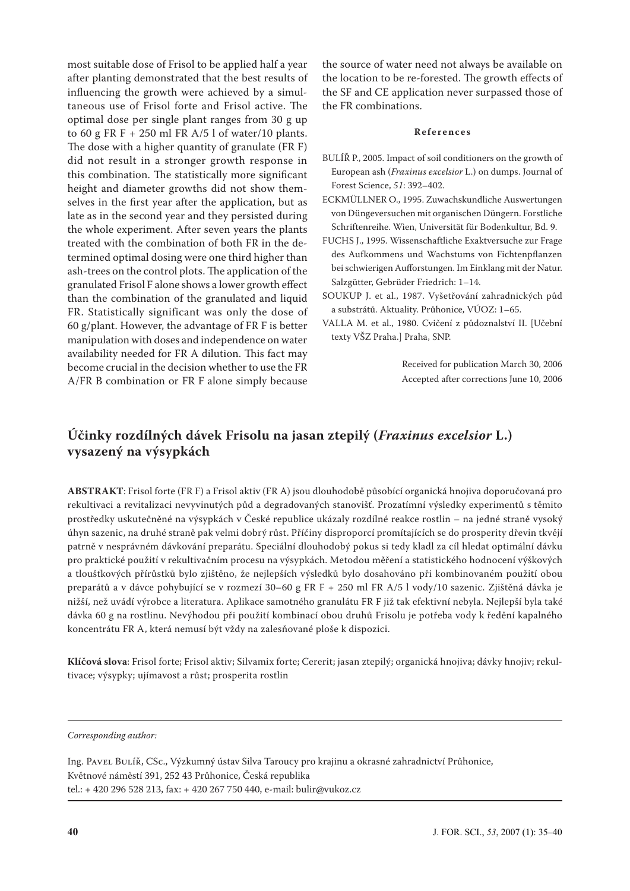most suitable dose of Frisol to be applied half a year after planting demonstrated that the best results of influencing the growth were achieved by a simultaneous use of Frisol forte and Frisol active. The optimal dose per single plant ranges from 30 g up to 60 g FR F + 250 ml FR A/5 l of water/10 plants. The dose with a higher quantity of granulate (FR F) did not result in a stronger growth response in this combination. The statistically more significant height and diameter growths did not show themselves in the first year after the application, but as late as in the second year and they persisted during the whole experiment. After seven years the plants treated with the combination of both FR in the determined optimal dosing were one third higher than ash-trees on the control plots. The application of the granulated Frisol F alone shows a lower growth effect than the combination of the granulated and liquid FR. Statistically significant was only the dose of 60 g/plant. However, the advantage of FR F is better manipulation with doses and independence on water availability needed for FR A dilution. This fact may become crucial in the decision whether to use the FR A/FR B combination or FR F alone simply because the source of water need not always be available on the location to be re-forested. The growth effects of the SF and CE application never surpassed those of the FR combinations.

## References

BULÍŘ P., 2005. Impact of soil conditioners on the growth of European ash (*Fraxinus excelsior* L.) on dumps. Journal of Forest Science, *51*: 392–402.

ECKMÜLLNER O., 1995. Zuwachskundliche Auswertungen von Düngeversuchen mit organischen Düngern. Forstliche Schriftenreihe. Wien, Universität für Bodenkultur, Bd. 9.

FUCHS J., 1995. Wissenschaftliche Exaktversuche zur Frage des Aufkommens und Wachstums von Fichtenpflanzen bei schwierigen Aufforstungen. Im Einklang mit der Natur. Salzgütter, Gebrüder Friedrich: 1–14.

SOUKUP J. et al., 1987. Vyšetřování zahradnických půd a substrátů. Aktuality. Průhonice, VÚOZ: 1–65.

VALLA M. et al., 1980. Cvičení z půdoznalství II. [Učební texty VŠZ Praha.] Praha, SNP.

Received for publication March 30, 2006
Accepted after corrections June 10, 2006

## Účinky rozdílných dávek Frisolu na jasan ztepilý (*Fraxinus excelsior* L.) vysazený na výsypkách

**ABSTRAKT**: Frisol forte (FR F) a Frisol aktiv (FR A) jsou dlouhodobě působící organická hnojiva doporučovaná pro rekultivaci a revitalizaci nevyvinutých půd a degradovaných stanovišť. Prozatímní výsledky experimentů s těmito prostředky uskutečněné na výsypkách v České republice ukázaly rozdílné reakce rostlin – na jedné straně vysoký úhyn sazenic, na druhé straně pak velmi dobrý růst. Příčiny disproporcí promítajících se do prosperity dřevin tkvějí patrně v nesprávném dávkování preparátu. Speciální dlouhodobý pokus si tedy kladl za cíl hledat optimální dávku pro praktické použití v rekultivačním procesu na výsypkách. Metodou měření a statistického hodnocení výškových a tloušťkových přírůstků bylo zjištěno, že nejlepších výsledků bylo dosahováno při kombinovaném použití obou preparátů a v dávce pohybující se v rozmezí 30–60 g FR F + 250 ml FR A/5 l vody/10 sazenic. Zjištěná dávka je nižší, než uvádí výrobce a literatura. Aplikace samotného granulátu FR F již tak efektivní nebyla. Nejlepší byla také dávka 60 g na rostlinu. Nevýhodou při použití kombinací obou druhů Frisolu je potřeba vody k ředění kapalného koncentrátu FR A, která nemusí být vždy na zalesňované ploše k dispozici.

**Klíčová slova**: Frisol forte; Frisol aktiv; Silvamix forte; Cererit; jasan ztepilý; organická hnojiva; dávky hnojiv; rekultivace; výsypky; ujímavost a růst; prosperita rostlin

*Corresponding author:*

Ing. Pavel Bulíř, CSc., Výzkumný ústav Silva Taroucy pro krajinu a okrasné zahradnictví Průhonice,
Květnové náměstí 391, 252 43 Průhonice, Česká republika
tel.: + 420 296 528 213, fax: + 420 267 750 440, e-mail: bulir@vukoz.cz